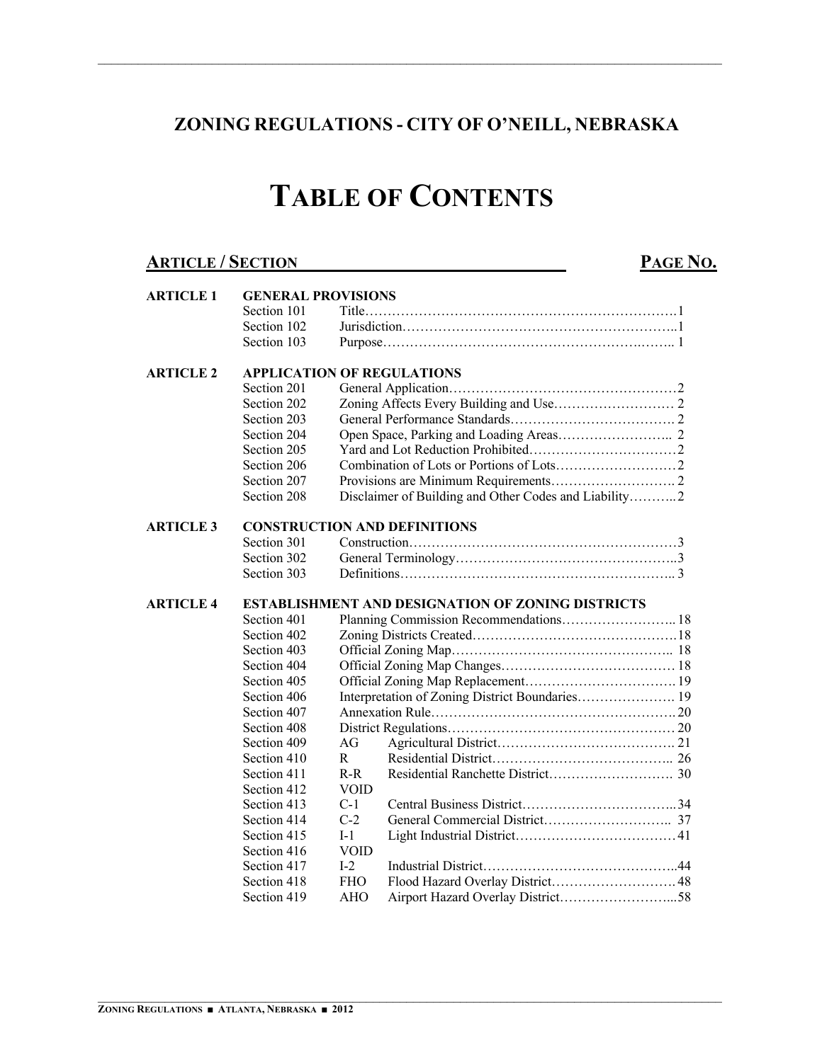## ZONING REGULATIONS - CITY OF O'NEILL, NEBRASKA

# TABLE OF CONTENTS

| ARTICLE / SECTION | | | | PAGE NO. |
|---|---|---|---|---|
| **ARTICLE 1** | **GENERAL PROVISIONS** | | | |
| | Section 101 | Title | | 1 |
| | Section 102 | Jurisdiction | | 1 |
| | Section 103 | Purpose | | 1 |
| **ARTICLE 2** | **APPLICATION OF REGULATIONS** | | | |
| | Section 201 | General Application | | 2 |
| | Section 202 | Zoning Affects Every Building and Use | | 2 |
| | Section 203 | General Performance Standards | | 2 |
| | Section 204 | Open Space, Parking and Loading Areas | | 2 |
| | Section 205 | Yard and Lot Reduction Prohibited | | 2 |
| | Section 206 | Combination of Lots or Portions of Lots | | 2 |
| | Section 207 | Provisions are Minimum Requirements | | 2 |
| | Section 208 | Disclaimer of Building and Other Codes and Liability | | 2 |
| **ARTICLE 3** | **CONSTRUCTION AND DEFINITIONS** | | | |
| | Section 301 | Construction | | 3 |
| | Section 302 | General Terminology | | 3 |
| | Section 303 | Definitions | | 3 |
| **ARTICLE 4** | **ESTABLISHMENT AND DESIGNATION OF ZONING DISTRICTS** | | | |
| | Section 401 | Planning Commission Recommendations | | 18 |
| | Section 402 | Zoning Districts Created | | 18 |
| | Section 403 | Official Zoning Map | | 18 |
| | Section 404 | Official Zoning Map Changes | | 18 |
| | Section 405 | Official Zoning Map Replacement | | 19 |
| | Section 406 | Interpretation of Zoning District Boundaries | | 19 |
| | Section 407 | Annexation Rule | | 20 |
| | Section 408 | District Regulations | | 20 |
| | Section 409 | AG | Agricultural District | 21 |
| | Section 410 | R | Residential District | 26 |
| | Section 411 | R-R | Residential Ranchette District | 30 |
| | Section 412 | VOID | | |
| | Section 413 | C-1 | Central Business District | 34 |
| | Section 414 | C-2 | General Commercial District | 37 |
| | Section 415 | I-1 | Light Industrial District | 41 |
| | Section 416 | VOID | | |
| | Section 417 | I-2 | Industrial District | 44 |
| | Section 418 | FHO | Flood Hazard Overlay District | 48 |
| | Section 419 | AHO | Airport Hazard Overlay District | 58 |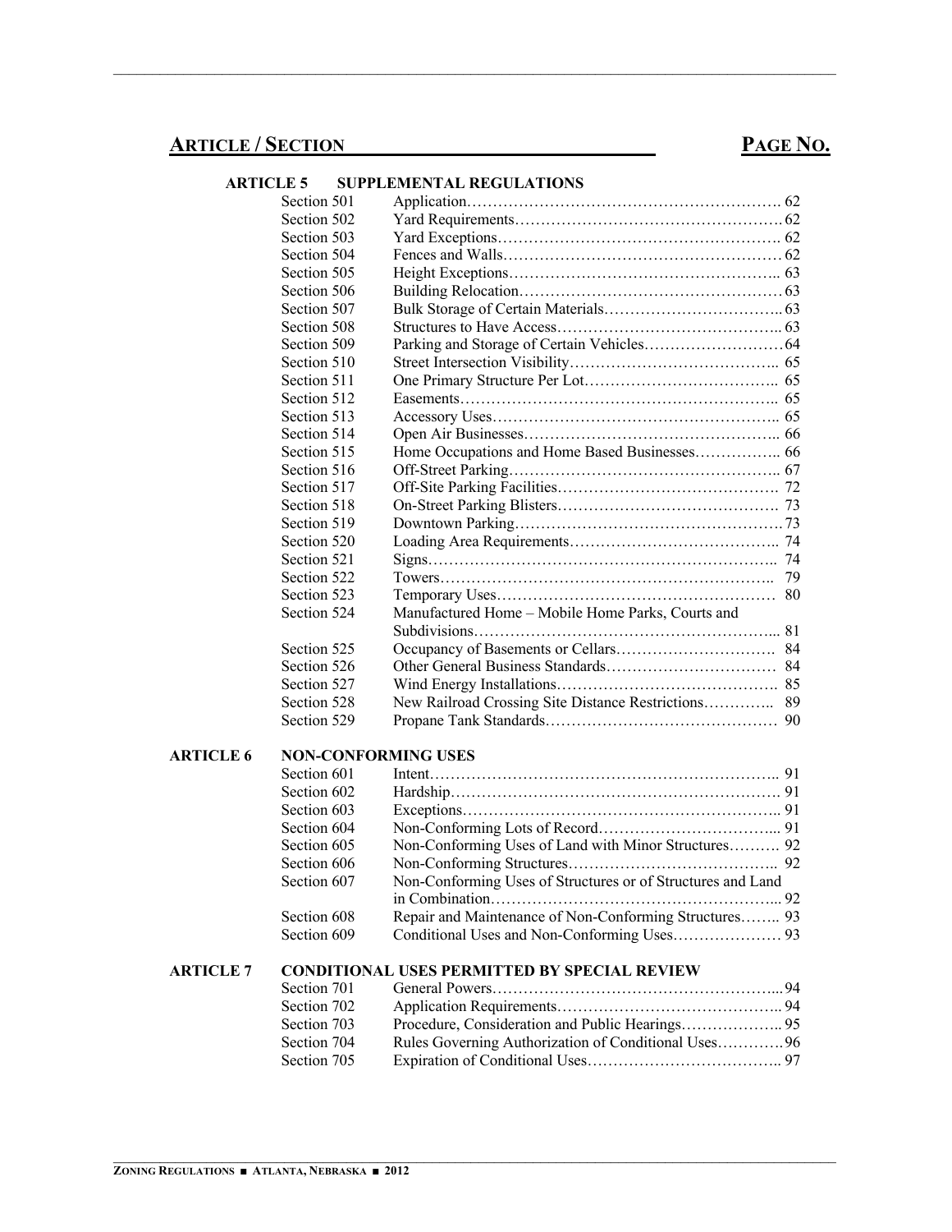## ARTICLE / SECTION — PAGE NO.

| | | | |
|---|---|---|---|
| **ARTICLE 5** | **SUPPLEMENTAL REGULATIONS** | | |
| | Section 501 | Application | 62 |
| | Section 502 | Yard Requirements | 62 |
| | Section 503 | Yard Exceptions | 62 |
| | Section 504 | Fences and Walls | 62 |
| | Section 505 | Height Exceptions | 63 |
| | Section 506 | Building Relocation | 63 |
| | Section 507 | Bulk Storage of Certain Materials | 63 |
| | Section 508 | Structures to Have Access | 63 |
| | Section 509 | Parking and Storage of Certain Vehicles | 64 |
| | Section 510 | Street Intersection Visibility | 65 |
| | Section 511 | One Primary Structure Per Lot | 65 |
| | Section 512 | Easements | 65 |
| | Section 513 | Accessory Uses | 65 |
| | Section 514 | Open Air Businesses | 66 |
| | Section 515 | Home Occupations and Home Based Businesses | 66 |
| | Section 516 | Off-Street Parking | 67 |
| | Section 517 | Off-Site Parking Facilities | 72 |
| | Section 518 | On-Street Parking Blisters | 73 |
| | Section 519 | Downtown Parking | 73 |
| | Section 520 | Loading Area Requirements | 74 |
| | Section 521 | Signs | 74 |
| | Section 522 | Towers | 79 |
| | Section 523 | Temporary Uses | 80 |
| | Section 524 | Manufactured Home – Mobile Home Parks, Courts and Subdivisions | 81 |
| | Section 525 | Occupancy of Basements or Cellars | 84 |
| | Section 526 | Other General Business Standards | 84 |
| | Section 527 | Wind Energy Installations | 85 |
| | Section 528 | New Railroad Crossing Site Distance Restrictions | 89 |
| | Section 529 | Propane Tank Standards | 90 |
| **ARTICLE 6** | **NON-CONFORMING USES** | | |
| | Section 601 | Intent | 91 |
| | Section 602 | Hardship | 91 |
| | Section 603 | Exceptions | 91 |
| | Section 604 | Non-Conforming Lots of Record | 91 |
| | Section 605 | Non-Conforming Uses of Land with Minor Structures | 92 |
| | Section 606 | Non-Conforming Structures | 92 |
| | Section 607 | Non-Conforming Uses of Structures or of Structures and Land in Combination | 92 |
| | Section 608 | Repair and Maintenance of Non-Conforming Structures | 93 |
| | Section 609 | Conditional Uses and Non-Conforming Uses | 93 |
| **ARTICLE 7** | **CONDITIONAL USES PERMITTED BY SPECIAL REVIEW** | | |
| | Section 701 | General Powers | 94 |
| | Section 702 | Application Requirements | 94 |
| | Section 703 | Procedure, Consideration and Public Hearings | 95 |
| | Section 704 | Rules Governing Authorization of Conditional Uses | 96 |
| | Section 705 | Expiration of Conditional Uses | 97 |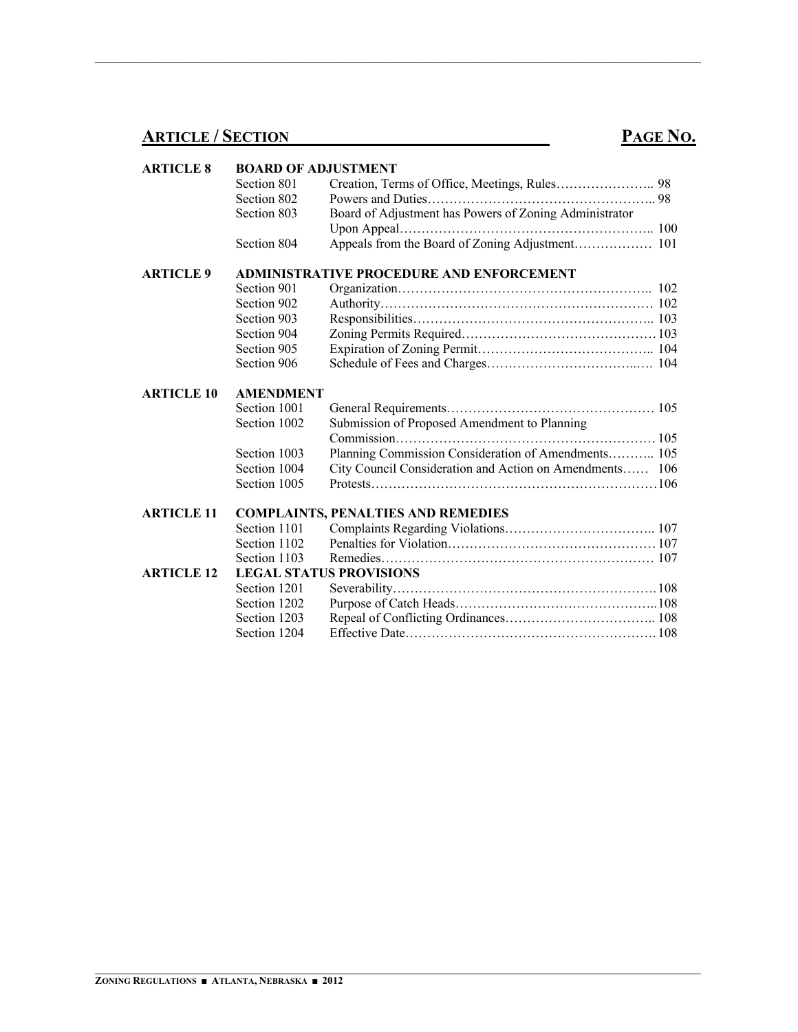| **ARTICLE / SECTION** | | | **PAGE NO.** |
|---|---|---|---|
| **ARTICLE 8** | **BOARD OF ADJUSTMENT** | | |
| | Section 801 | Creation, Terms of Office, Meetings, Rules | 98 |
| | Section 802 | Powers and Duties | 98 |
| | Section 803 | Board of Adjustment has Powers of Zoning Administrator Upon Appeal | 100 |
| | Section 804 | Appeals from the Board of Zoning Adjustment | 101 |
| **ARTICLE 9** | **ADMINISTRATIVE PROCEDURE AND ENFORCEMENT** | | |
| | Section 901 | Organization | 102 |
| | Section 902 | Authority | 102 |
| | Section 903 | Responsibilities | 103 |
| | Section 904 | Zoning Permits Required | 103 |
| | Section 905 | Expiration of Zoning Permit | 104 |
| | Section 906 | Schedule of Fees and Charges | 104 |
| **ARTICLE 10** | **AMENDMENT** | | |
| | Section 1001 | General Requirements | 105 |
| | Section 1002 | Submission of Proposed Amendment to Planning Commission | 105 |
| | Section 1003 | Planning Commission Consideration of Amendments | 105 |
| | Section 1004 | City Council Consideration and Action on Amendments | 106 |
| | Section 1005 | Protests | 106 |
| **ARTICLE 11** | **COMPLAINTS, PENALTIES AND REMEDIES** | | |
| | Section 1101 | Complaints Regarding Violations | 107 |
| | Section 1102 | Penalties for Violation | 107 |
| | Section 1103 | Remedies | 107 |
| **ARTICLE 12** | **LEGAL STATUS PROVISIONS** | | |
| | Section 1201 | Severability | 108 |
| | Section 1202 | Purpose of Catch Heads | 108 |
| | Section 1203 | Repeal of Conflicting Ordinances | 108 |
| | Section 1204 | Effective Date | 108 |